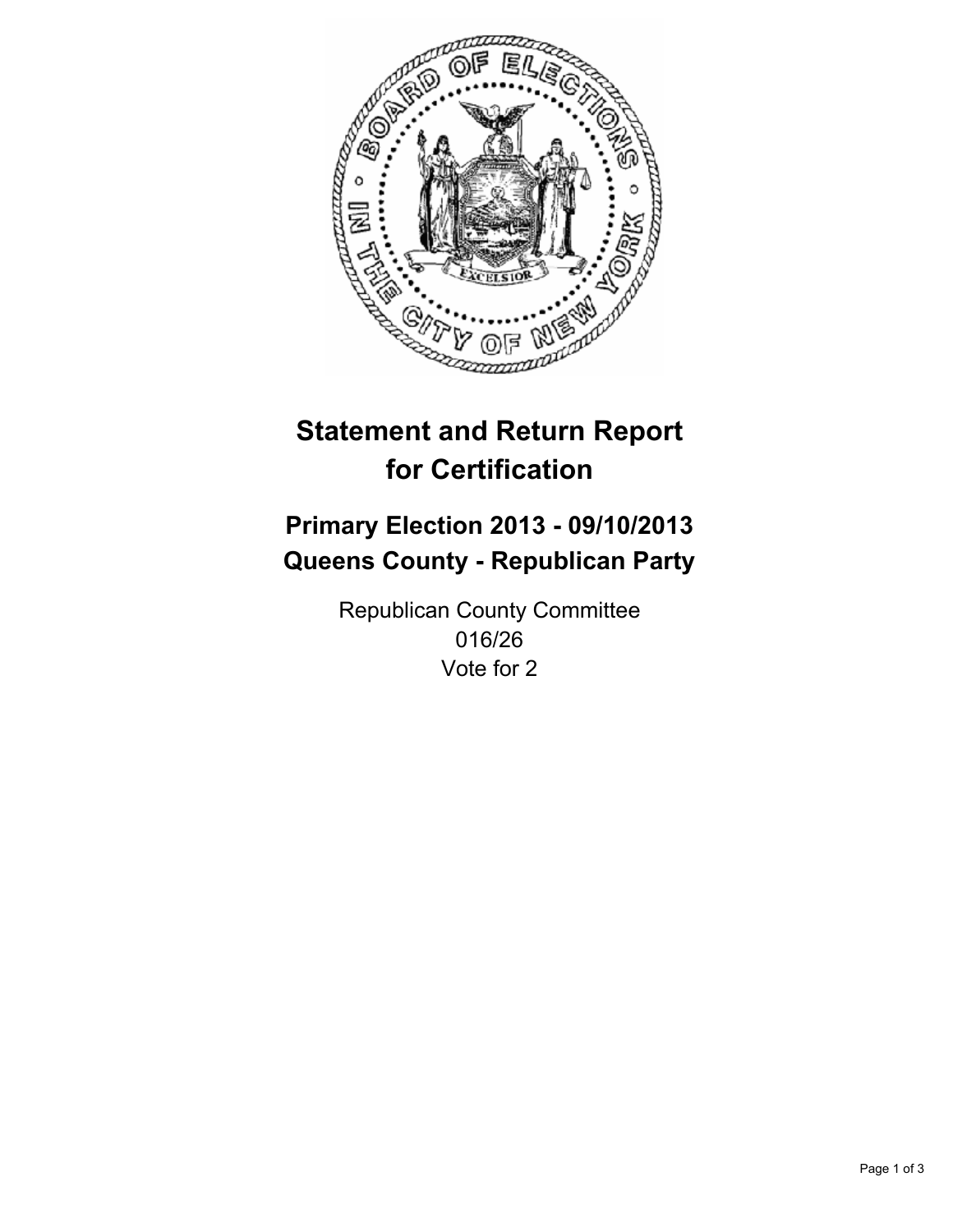# Statement and Return Report for Certification

## Primary Election 2013 - 09/10/2013
## Queens County - Republican Party

Republican County Committee
016/26
Vote for 2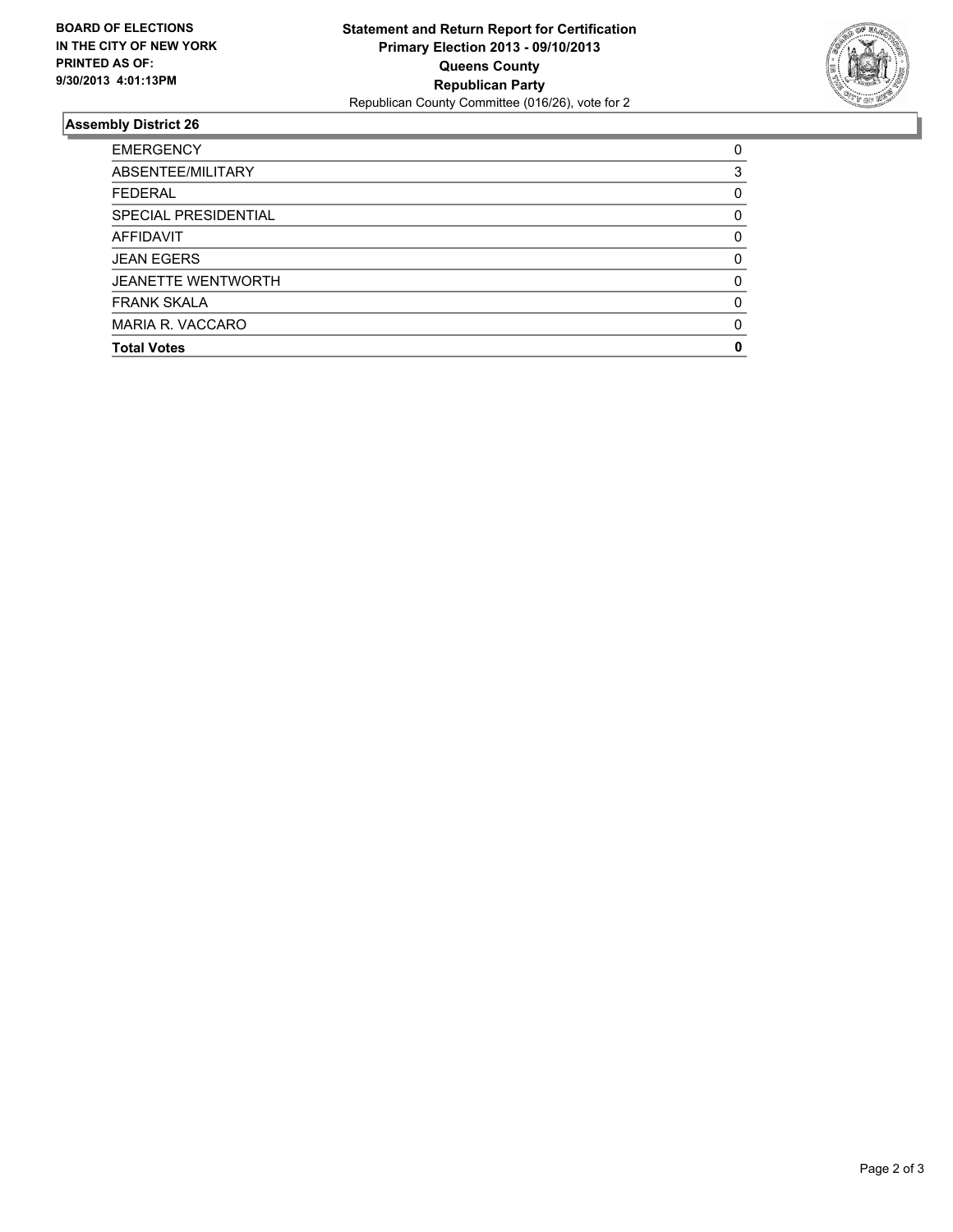**BOARD OF ELECTIONS IN THE CITY OF NEW YORK PRINTED AS OF: 9/30/2013 4:01:13PM**

**Statement and Return Report for Certification**
**Primary Election 2013 - 09/10/2013**
**Queens County**
**Republican Party**
Republican County Committee (016/26), vote for 2

## Assembly District 26

| | |
|---|---|
| EMERGENCY | 0 |
| ABSENTEE/MILITARY | 3 |
| FEDERAL | 0 |
| SPECIAL PRESIDENTIAL | 0 |
| AFFIDAVIT | 0 |
| JEAN EGERS | 0 |
| JEANETTE WENTWORTH | 0 |
| FRANK SKALA | 0 |
| MARIA R. VACCARO | 0 |
| **Total Votes** | **0** |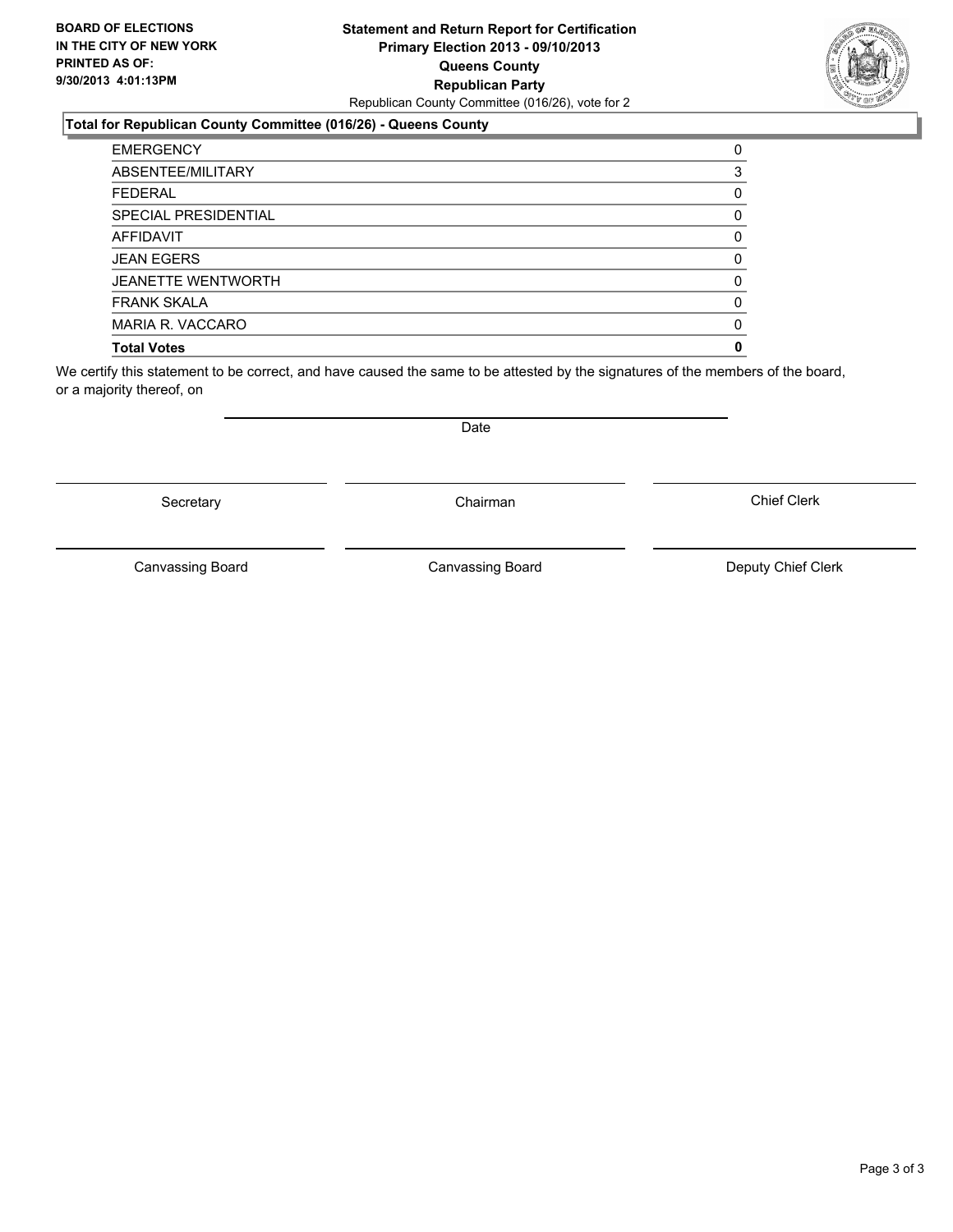**BOARD OF ELECTIONS IN THE CITY OF NEW YORK PRINTED AS OF: 9/30/2013 4:01:13PM**

**Statement and Return Report for Certification**
**Primary Election 2013 - 09/10/2013**
**Queens County**
**Republican Party**
Republican County Committee (016/26), vote for 2

### Total for Republican County Committee (016/26) - Queens County

| | |
|---|---|
| EMERGENCY | 0 |
| ABSENTEE/MILITARY | 3 |
| FEDERAL | 0 |
| SPECIAL PRESIDENTIAL | 0 |
| AFFIDAVIT | 0 |
| JEAN EGERS | 0 |
| JEANETTE WENTWORTH | 0 |
| FRANK SKALA | 0 |
| MARIA R. VACCARO | 0 |
| **Total Votes** | **0** |

We certify this statement to be correct, and have caused the same to be attested by the signatures of the members of the board, or a majority thereof, on

Date

Secretary

Chairman

Chief Clerk

Canvassing Board

Canvassing Board

Deputy Chief Clerk